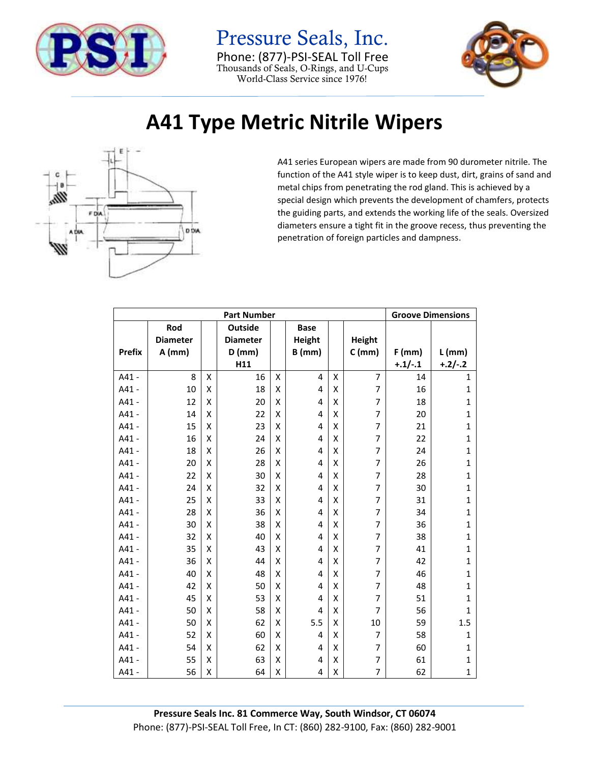Pressure Seals, Inc.

Phone: (877)-PSI-SEAL Toll Free

Thousands of Seals, O-Rings, and U-Cups

World-Class Service since 1976!

# A41 Type Metric Nitrile Wipers

A41 series European wipers are made from 90 durometer nitrile. The function of the A41 style wiper is to keep dust, dirt, grains of sand and metal chips from penetrating the rod gland. This is achieved by a special design which prevents the development of chamfers, protects the guiding parts, and extends the working life of the seals. Oversized diameters ensure a tight fit in the groove recess, thus preventing the penetration of foreign particles and dampness.

| Part Number | | | | | | | | Groove Dimensions | |
|---|---|---|---|---|---|---|---|---|---|
| Prefix | Rod Diameter A (mm) | | Outside Diameter D (mm) H11 | | Base Height B (mm) | | Height C (mm) | F (mm) +.1/-.1 | L (mm) +.2/-.2 |
| A41 - | 8 | X | 16 | X | 4 | X | 7 | 14 | 1 |
| A41 - | 10 | X | 18 | X | 4 | X | 7 | 16 | 1 |
| A41 - | 12 | X | 20 | X | 4 | X | 7 | 18 | 1 |
| A41 - | 14 | X | 22 | X | 4 | X | 7 | 20 | 1 |
| A41 - | 15 | X | 23 | X | 4 | X | 7 | 21 | 1 |
| A41 - | 16 | X | 24 | X | 4 | X | 7 | 22 | 1 |
| A41 - | 18 | X | 26 | X | 4 | X | 7 | 24 | 1 |
| A41 - | 20 | X | 28 | X | 4 | X | 7 | 26 | 1 |
| A41 - | 22 | X | 30 | X | 4 | X | 7 | 28 | 1 |
| A41 - | 24 | X | 32 | X | 4 | X | 7 | 30 | 1 |
| A41 - | 25 | X | 33 | X | 4 | X | 7 | 31 | 1 |
| A41 - | 28 | X | 36 | X | 4 | X | 7 | 34 | 1 |
| A41 - | 30 | X | 38 | X | 4 | X | 7 | 36 | 1 |
| A41 - | 32 | X | 40 | X | 4 | X | 7 | 38 | 1 |
| A41 - | 35 | X | 43 | X | 4 | X | 7 | 41 | 1 |
| A41 - | 36 | X | 44 | X | 4 | X | 7 | 42 | 1 |
| A41 - | 40 | X | 48 | X | 4 | X | 7 | 46 | 1 |
| A41 - | 42 | X | 50 | X | 4 | X | 7 | 48 | 1 |
| A41 - | 45 | X | 53 | X | 4 | X | 7 | 51 | 1 |
| A41 - | 50 | X | 58 | X | 4 | X | 7 | 56 | 1 |
| A41 - | 50 | X | 62 | X | 5.5 | X | 10 | 59 | 1.5 |
| A41 - | 52 | X | 60 | X | 4 | X | 7 | 58 | 1 |
| A41 - | 54 | X | 62 | X | 4 | X | 7 | 60 | 1 |
| A41 - | 55 | X | 63 | X | 4 | X | 7 | 61 | 1 |
| A41 - | 56 | X | 64 | X | 4 | X | 7 | 62 | 1 |

**Pressure Seals Inc. 81 Commerce Way, South Windsor, CT 06074**

Phone: (877)-PSI-SEAL Toll Free, In CT: (860) 282-9100, Fax: (860) 282-9001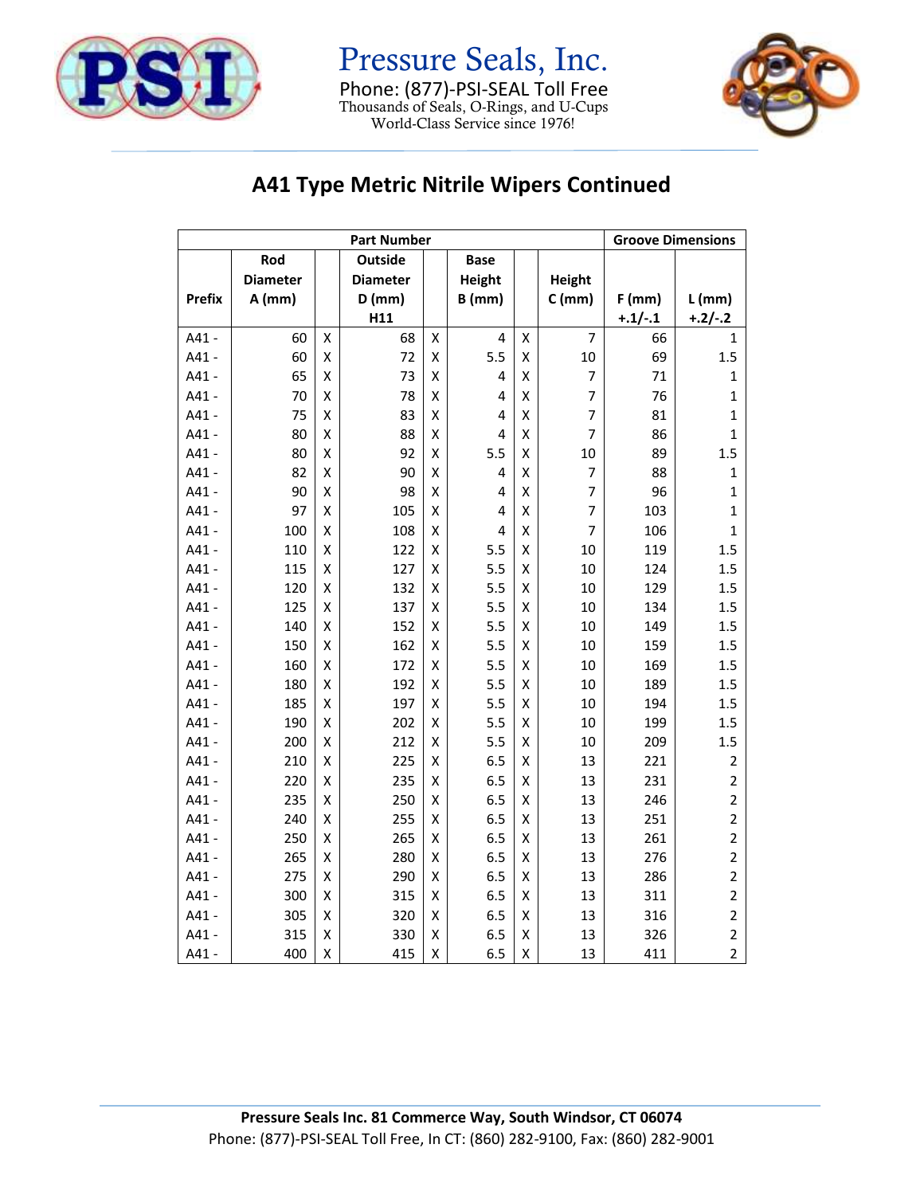# Pressure Seals, Inc.

Phone: (877)-PSI-SEAL Toll Free
Thousands of Seals, O-Rings, and U-Cups
World-Class Service since 1976!

## A41 Type Metric Nitrile Wipers Continued

| Part Number | | | | | | | | Groove Dimensions | |
|---|---|---|---|---|---|---|---|---|---|
| Prefix | Rod Diameter A (mm) | | Outside Diameter D (mm) H11 | | Base Height B (mm) | | Height C (mm) | F (mm) +.1/-.1 | L (mm) +.2/-.2 |
| A41 - | 60 | X | 68 | X | 4 | X | 7 | 66 | 1 |
| A41 - | 60 | X | 72 | X | 5.5 | X | 10 | 69 | 1.5 |
| A41 - | 65 | X | 73 | X | 4 | X | 7 | 71 | 1 |
| A41 - | 70 | X | 78 | X | 4 | X | 7 | 76 | 1 |
| A41 - | 75 | X | 83 | X | 4 | X | 7 | 81 | 1 |
| A41 - | 80 | X | 88 | X | 4 | X | 7 | 86 | 1 |
| A41 - | 80 | X | 92 | X | 5.5 | X | 10 | 89 | 1.5 |
| A41 - | 82 | X | 90 | X | 4 | X | 7 | 88 | 1 |
| A41 - | 90 | X | 98 | X | 4 | X | 7 | 96 | 1 |
| A41 - | 97 | X | 105 | X | 4 | X | 7 | 103 | 1 |
| A41 - | 100 | X | 108 | X | 4 | X | 7 | 106 | 1 |
| A41 - | 110 | X | 122 | X | 5.5 | X | 10 | 119 | 1.5 |
| A41 - | 115 | X | 127 | X | 5.5 | X | 10 | 124 | 1.5 |
| A41 - | 120 | X | 132 | X | 5.5 | X | 10 | 129 | 1.5 |
| A41 - | 125 | X | 137 | X | 5.5 | X | 10 | 134 | 1.5 |
| A41 - | 140 | X | 152 | X | 5.5 | X | 10 | 149 | 1.5 |
| A41 - | 150 | X | 162 | X | 5.5 | X | 10 | 159 | 1.5 |
| A41 - | 160 | X | 172 | X | 5.5 | X | 10 | 169 | 1.5 |
| A41 - | 180 | X | 192 | X | 5.5 | X | 10 | 189 | 1.5 |
| A41 - | 185 | X | 197 | X | 5.5 | X | 10 | 194 | 1.5 |
| A41 - | 190 | X | 202 | X | 5.5 | X | 10 | 199 | 1.5 |
| A41 - | 200 | X | 212 | X | 5.5 | X | 10 | 209 | 1.5 |
| A41 - | 210 | X | 225 | X | 6.5 | X | 13 | 221 | 2 |
| A41 - | 220 | X | 235 | X | 6.5 | X | 13 | 231 | 2 |
| A41 - | 235 | X | 250 | X | 6.5 | X | 13 | 246 | 2 |
| A41 - | 240 | X | 255 | X | 6.5 | X | 13 | 251 | 2 |
| A41 - | 250 | X | 265 | X | 6.5 | X | 13 | 261 | 2 |
| A41 - | 265 | X | 280 | X | 6.5 | X | 13 | 276 | 2 |
| A41 - | 275 | X | 290 | X | 6.5 | X | 13 | 286 | 2 |
| A41 - | 300 | X | 315 | X | 6.5 | X | 13 | 311 | 2 |
| A41 - | 305 | X | 320 | X | 6.5 | X | 13 | 316 | 2 |
| A41 - | 315 | X | 330 | X | 6.5 | X | 13 | 326 | 2 |
| A41 - | 400 | X | 415 | X | 6.5 | X | 13 | 411 | 2 |

**Pressure Seals Inc. 81 Commerce Way, South Windsor, CT 06074**
Phone: (877)-PSI-SEAL Toll Free, In CT: (860) 282-9100, Fax: (860) 282-9001